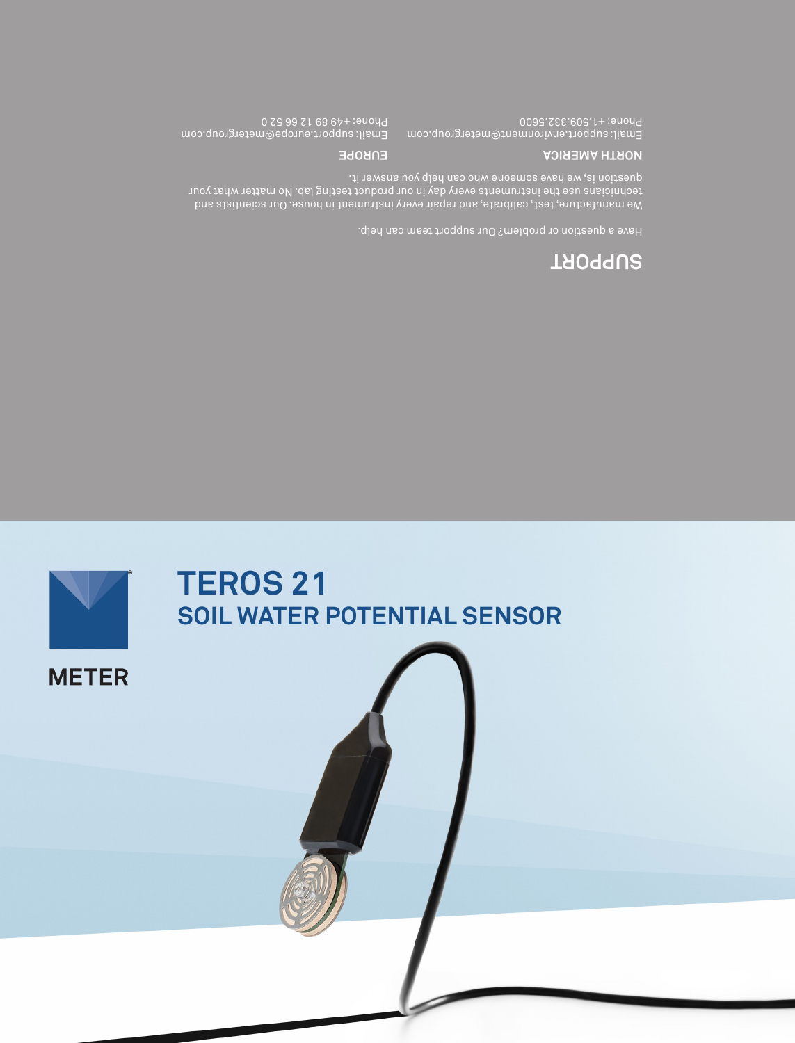## SUPPORT

Have a question or problem? Our support team can help.

We manufacture, test, calibrate, and repair every instrument in house. Our scientists and technicians use the instruments every day in our product testing lab. No matter what your question is, we have someone who can help you answer it.

**NORTH AMERICA**

Email: support.environment@metergroup.com
Phone: +1.509.332.5600

**EUROPE**

Email: support.europe@metergroup.com
Phone: +49 89 12 66 52 0

METER

# TEROS 21

## SOIL WATER POTENTIAL SENSOR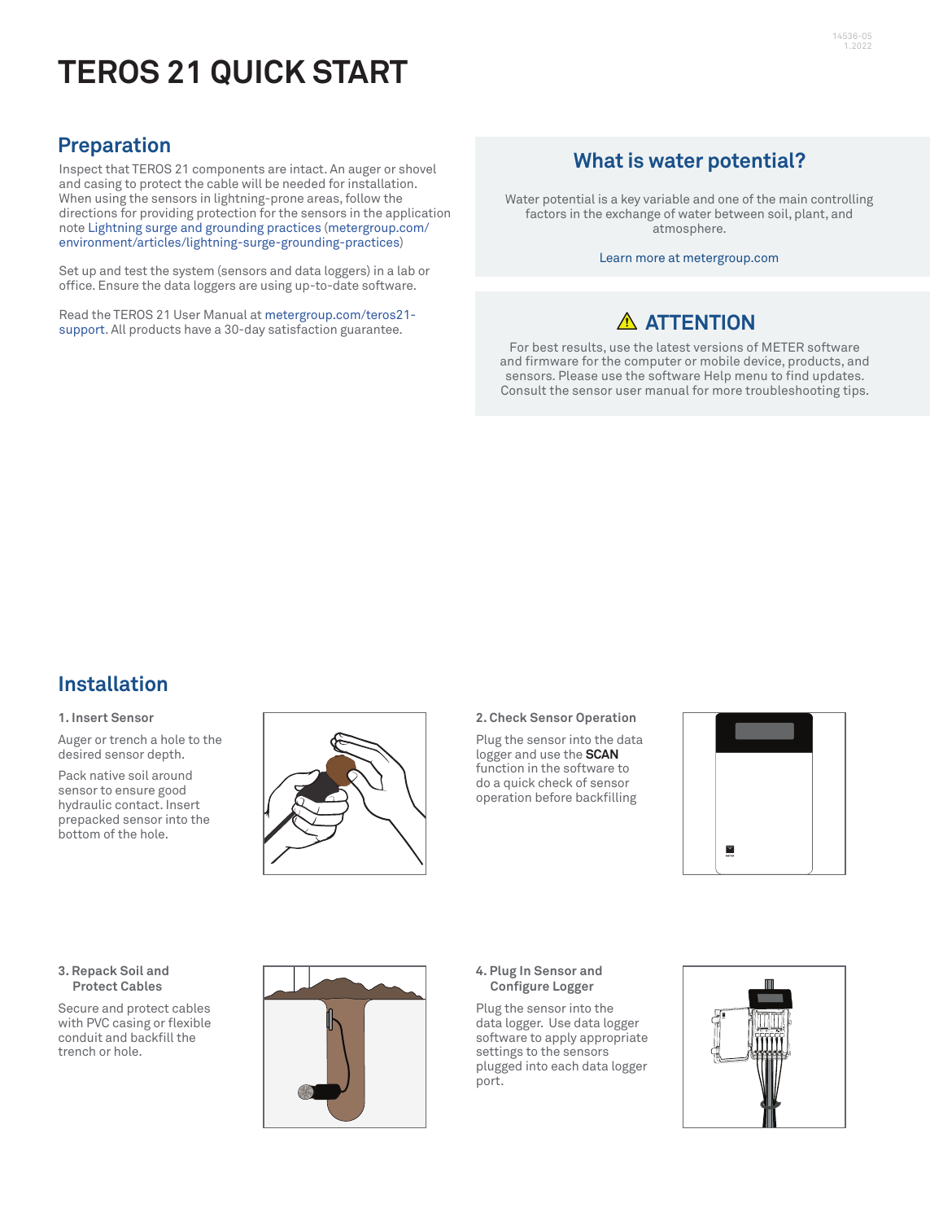# TEROS 21 QUICK START

## Preparation

Inspect that TEROS 21 components are intact. An auger or shovel and casing to protect the cable will be needed for installation. When using the sensors in lightning-prone areas, follow the directions for providing protection for the sensors in the application note Lightning surge and grounding practices (metergroup.com/environment/articles/lightning-surge-grounding-practices)

Set up and test the system (sensors and data loggers) in a lab or office. Ensure the data loggers are using up-to-date software.

Read the TEROS 21 User Manual at metergroup.com/teros21-support. All products have a 30-day satisfaction guarantee.

## What is water potential?

Water potential is a key variable and one of the main controlling factors in the exchange of water between soil, plant, and atmosphere.

Learn more at metergroup.com

## ⚠ ATTENTION

For best results, use the latest versions of METER software and firmware for the computer or mobile device, products, and sensors. Please use the software Help menu to find updates. Consult the sensor user manual for more troubleshooting tips.

## Installation

### 1. Insert Sensor

Auger or trench a hole to the desired sensor depth.

Pack native soil around sensor to ensure good hydraulic contact. Insert prepacked sensor into the bottom of the hole.

### 2. Check Sensor Operation

Plug the sensor into the data logger and use the **SCAN** function in the software to do a quick check of sensor operation before backfilling

### 3. Repack Soil and Protect Cables

Secure and protect cables with PVC casing or flexible conduit and backfill the trench or hole.

### 4. Plug In Sensor and Configure Logger

Plug the sensor into the data logger. Use data logger software to apply appropriate settings to the sensors plugged into each data logger port.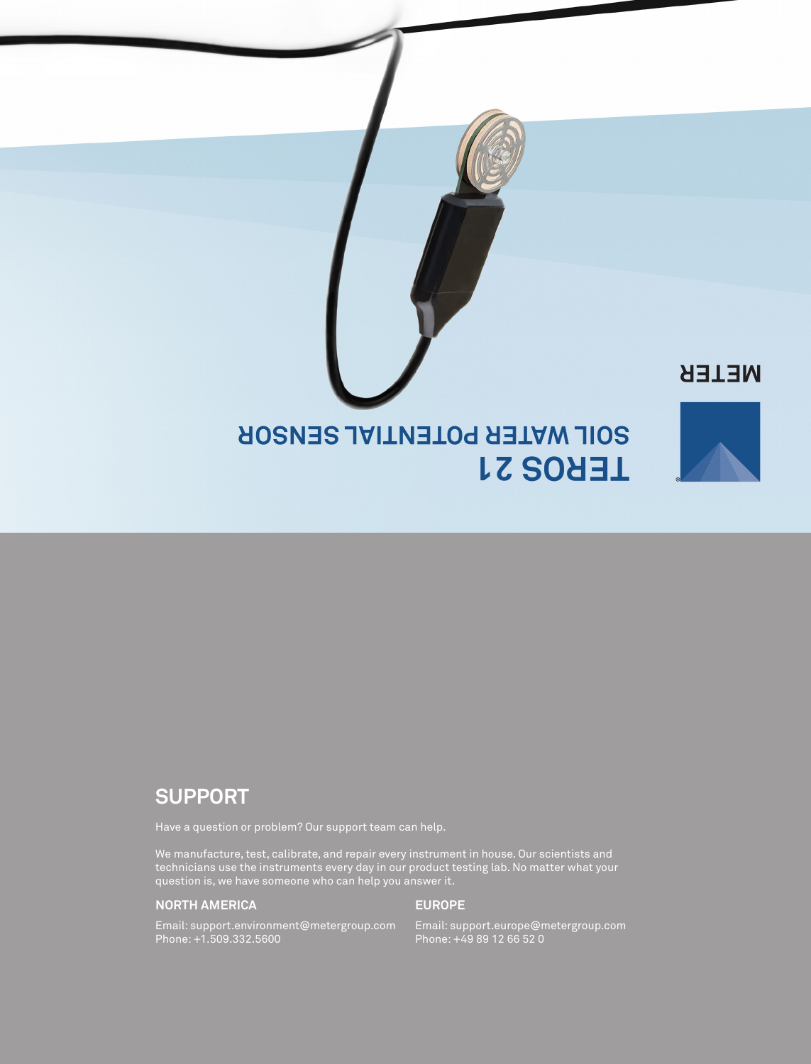# TEROS 21

SOIL WATER POTENTIAL SENSOR

METER

## SUPPORT

Have a question or problem? Our support team can help.

We manufacture, test, calibrate, and repair every instrument in house. Our scientists and technicians use the instruments every day in our product testing lab. No matter what your question is, we have someone who can help you answer it.

### NORTH AMERICA

Email: support.environment@metergroup.com
Phone: +1.509.332.5600

### EUROPE

Email: support.europe@metergroup.com
Phone: +49 89 12 66 52 0